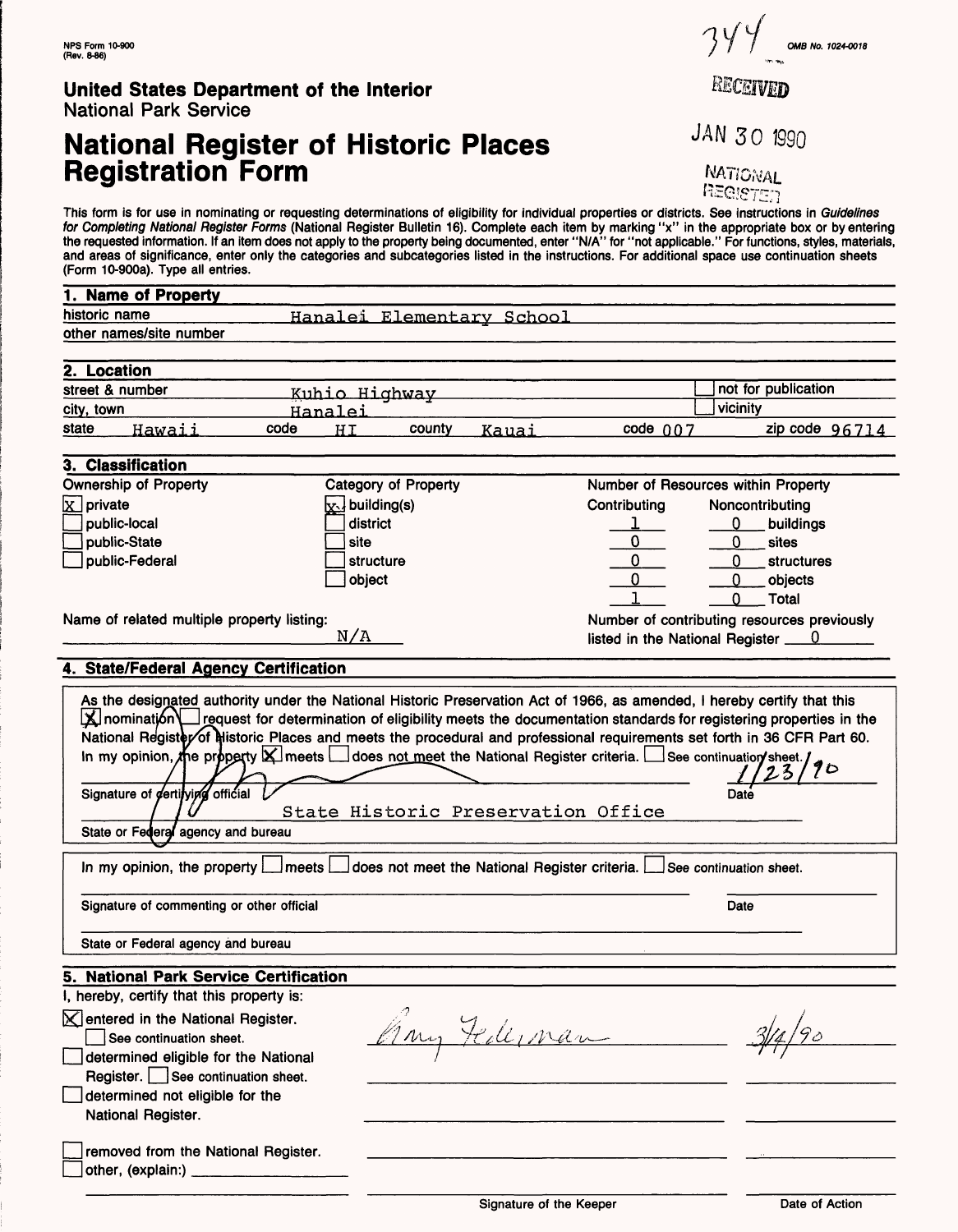NPS Form 10-900
(Rev. 8-86)

344

OMB No. 1024-0018

RECEIVED

JAN 30 1990

NATIONAL REGISTER

**United States Department of the Interior**
National Park Service

# National Register of Historic Places Registration Form

This form is for use in nominating or requesting determinations of eligibility for individual properties or districts. See instructions in *Guidelines for Completing National Register Forms* (National Register Bulletin 16). Complete each item by marking "x" in the appropriate box or by entering the requested information. If an item does not apply to the property being documented, enter "N/A" for "not applicable." For functions, styles, materials, and areas of significance, enter only the categories and subcategories listed in the instructions. For additional space use continuation sheets (Form 10-900a). Type all entries.

## 1. Name of Property

historic name: Hanalei Elementary School

other names/site number:

## 2. Location

street & number: Kuhio Highway — [ ] not for publication

city, town: Hanalei — [ ] vicinity

state: Hawaii — code: HI — county: Kauai — code: 007 — zip code: 96714

## 3. Classification

**Ownership of Property**
- [x] private
- [ ] public-local
- [ ] public-State
- [ ] public-Federal

**Category of Property**
- [x] building(s)
- [ ] district
- [ ] site
- [ ] structure
- [ ] object

**Number of Resources within Property**

| Contributing | Noncontributing | |
|---|---|---|
| 1 | 0 | buildings |
| 0 | 0 | sites |
| 0 | 0 | structures |
| 0 | 0 | objects |
| 1 | 0 | Total |

Name of related multiple property listing: N/A

Number of contributing resources previously listed in the National Register: 0

## 4. State/Federal Agency Certification

As the designated authority under the National Historic Preservation Act of 1966, as amended, I hereby certify that this [x] nomination [ ] request for determination of eligibility meets the documentation standards for registering properties in the National Register of Historic Places and meets the procedural and professional requirements set forth in 36 CFR Part 60. In my opinion, the property [x] meets [ ] does not meet the National Register criteria. [ ] See continuation sheet.

Signature of certifying official — Date: 1/23/90

State Historic Preservation Office

State or Federal agency and bureau

In my opinion, the property [ ] meets [ ] does not meet the National Register criteria. [ ] See continuation sheet.

Signature of commenting or other official — Date

State or Federal agency and bureau

## 5. National Park Service Certification

I, hereby, certify that this property is:

- [x] entered in the National Register. [ ] See continuation sheet. — Amy Federman — 3/4/90
- [ ] determined eligible for the National Register. [ ] See continuation sheet.
- [ ] determined not eligible for the National Register.
- [ ] removed from the National Register.
- [ ] other, (explain:)

Signature of the Keeper — Date of Action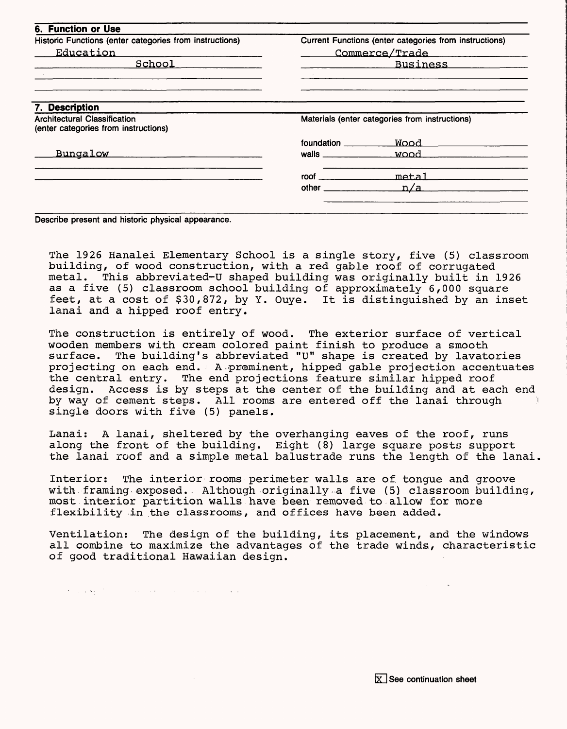## 6. Function or Use

| Historic Functions (enter categories from instructions) | Current Functions (enter categories from instructions) |
|---|---|
| Education | Commerce/Trade |
| School | Business |

## 7. Description

| Architectural Classification (enter categories from instructions) | Materials (enter categories from instructions) |
|---|---|
| Bungalow | foundation: Wood |
| | walls: wood |
| | roof: metal |
| | other: n/a |

Describe present and historic physical appearance.

The 1926 Hanalei Elementary School is a single story, five (5) classroom building, of wood construction, with a red gable roof of corrugated metal. This abbreviated-U shaped building was originally built in 1926 as a five (5) classroom school building of approximately 6,000 square feet, at a cost of $30,872, by Y. Ouye. It is distinguished by an inset lanai and a hipped roof entry.

The construction is entirely of wood. The exterior surface of vertical wooden members with cream colored paint finish to produce a smooth surface. The building's abbreviated "U" shape is created by lavatories projecting on each end. A prominent, hipped gable projection accentuates the central entry. The end projections feature similar hipped roof design. Access is by steps at the center of the building and at each end by way of cement steps. All rooms are entered off the lanai through single doors with five (5) panels.

Lanai: A lanai, sheltered by the overhanging eaves of the roof, runs along the front of the building. Eight (8) large square posts support the lanai roof and a simple metal balustrade runs the length of the lanai.

Interior: The interior rooms perimeter walls are of tongue and groove with framing exposed. Although originally a five (5) classroom building, most interior partition walls have been removed to allow for more flexibility in the classrooms, and offices have been added.

Ventilation: The design of the building, its placement, and the windows all combine to maximize the advantages of the trade winds, characteristic of good traditional Hawaiian design.

[X] See continuation sheet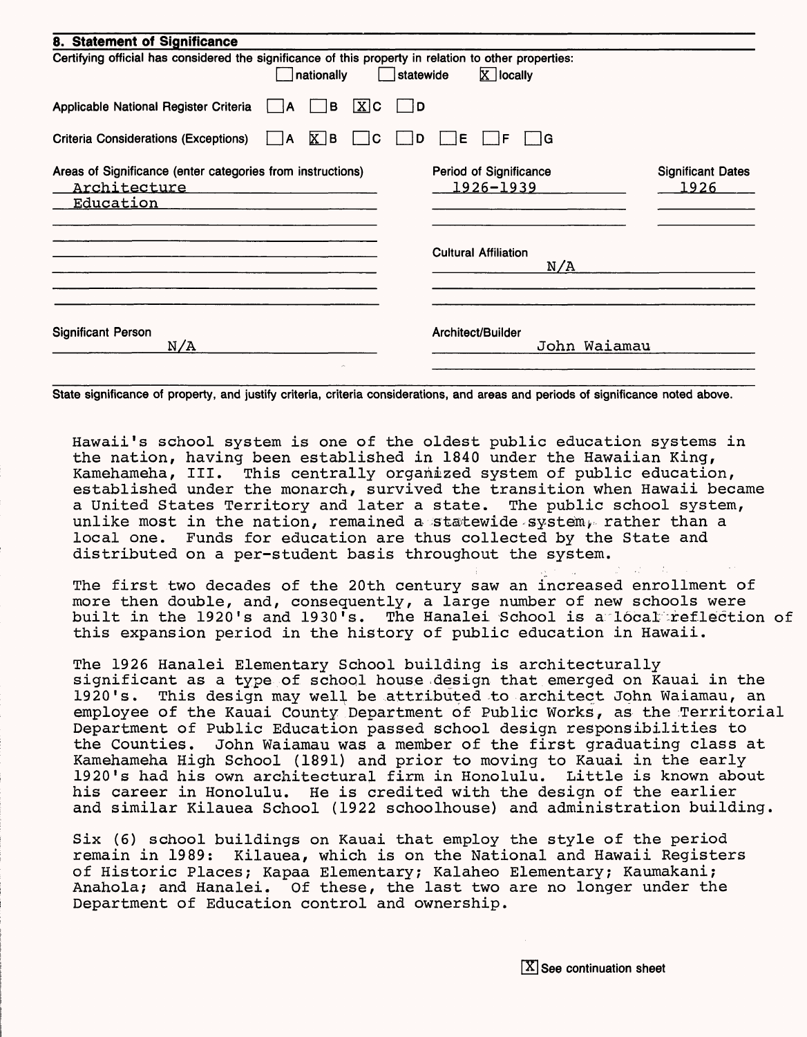## 8. Statement of Significance

Certifying official has considered the significance of this property in relation to other properties:

☐ nationally ☐ statewide ☒ locally

Applicable National Register Criteria ☐ A ☐ B ☒ C ☐ D

Criteria Considerations (Exceptions) ☐ A ☒ B ☐ C ☐ D ☐ E ☐ F ☐ G

| Areas of Significance (enter categories from instructions) | Period of Significance | Significant Dates |
|---|---|---|
| Architecture | 1926-1939 | 1926 |
| Education | | |

Cultural Affiliation: N/A

Significant Person: N/A

Architect/Builder: John Waiamau

State significance of property, and justify criteria, criteria considerations, and areas and periods of significance noted above.

Hawaii's school system is one of the oldest public education systems in the nation, having been established in 1840 under the Hawaiian King, Kamehameha, III. This centrally organized system of public education, established under the monarch, survived the transition when Hawaii became a United States Territory and later a state. The public school system, unlike most in the nation, remained a statewide system, rather than a local one. Funds for education are thus collected by the State and distributed on a per-student basis throughout the system.

The first two decades of the 20th century saw an increased enrollment of more then double, and, consequently, a large number of new schools were built in the 1920's and 1930's. The Hanalei School is a local reflection of this expansion period in the history of public education in Hawaii.

The 1926 Hanalei Elementary School building is architecturally significant as a type of school house design that emerged on Kauai in the 1920's. This design may well be attributed to architect John Waiamau, an employee of the Kauai County Department of Public Works, as the Territorial Department of Public Education passed school design responsibilities to the Counties. John Waiamau was a member of the first graduating class at Kamehameha High School (1891) and prior to moving to Kauai in the early 1920's had his own architectural firm in Honolulu. Little is known about his career in Honolulu. He is credited with the design of the earlier and similar Kilauea School (1922 schoolhouse) and administration building.

Six (6) school buildings on Kauai that employ the style of the period remain in 1989: Kilauea, which is on the National and Hawaii Registers of Historic Places; Kapaa Elementary; Kalaheo Elementary; Kaumakani; Anahola; and Hanalei. Of these, the last two are no longer under the Department of Education control and ownership.

☒ See continuation sheet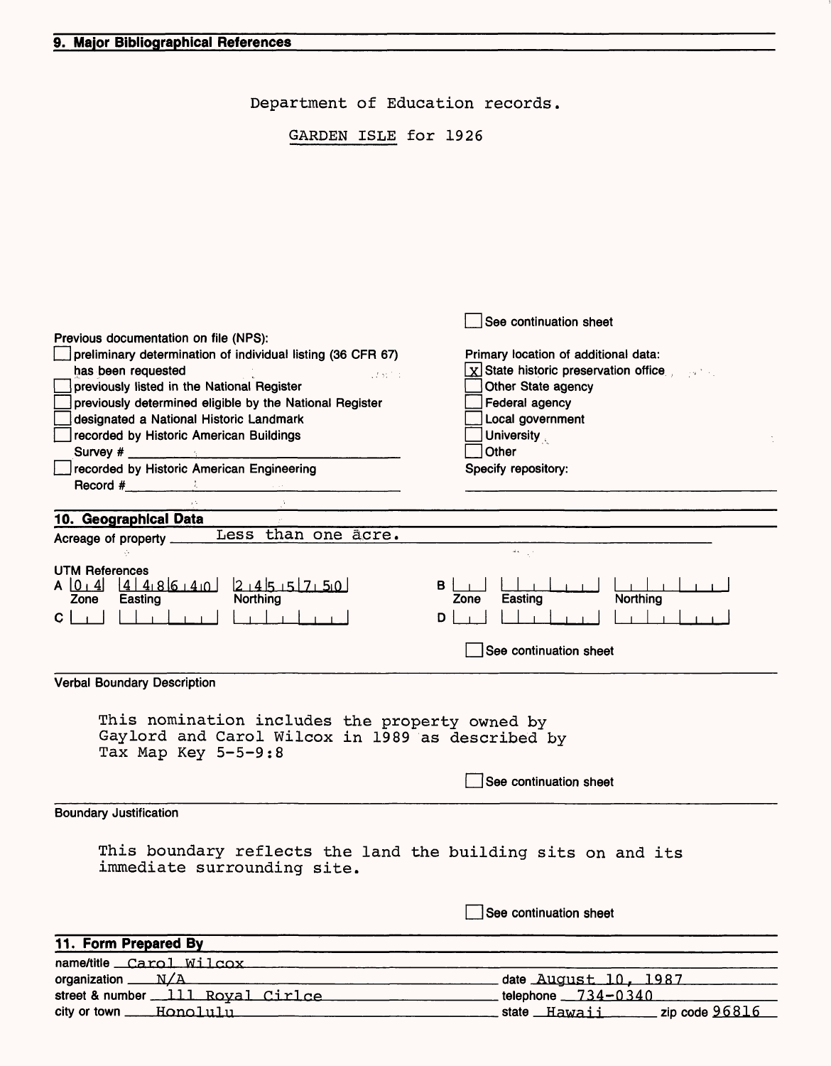## 9. Major Bibliographical References

Department of Education records.

GARDEN ISLE for 1926

☐ See continuation sheet

Previous documentation on file (NPS):

☐ preliminary determination of individual listing (36 CFR 67) has been requested
☐ previously listed in the National Register
☐ previously determined eligible by the National Register
☐ designated a National Historic Landmark
☐ recorded by Historic American Buildings Survey # ______
☐ recorded by Historic American Engineering Record # ______

Primary location of additional data:

☒ State historic preservation office
☐ Other State agency
☐ Federal agency
☐ Local government
☐ University
☐ Other

Specify repository:

## 10. Geographical Data

Acreage of property: Less than one acre.

UTM References

| | Zone | Easting | Northing |
|---|---|---|---|
| A | 0 4 | 4 4 8 6 4 0 | 2 4 5 5 7 5 0 |
| B | | | |
| C | | | |
| D | | | |

☐ See continuation sheet

Verbal Boundary Description

This nomination includes the property owned by Gaylord and Carol Wilcox in 1989 as described by Tax Map Key 5-5-9:8

☐ See continuation sheet

Boundary Justification

This boundary reflects the land the building sits on and its immediate surrounding site.

☐ See continuation sheet

## 11. Form Prepared By

name/title: Carol Wilcox
organization: N/A
date: August 10, 1987
street & number: 111 Royal Cirlce
telephone: 734-0340
city or town: Honolulu
state: Hawaii
zip code: 96816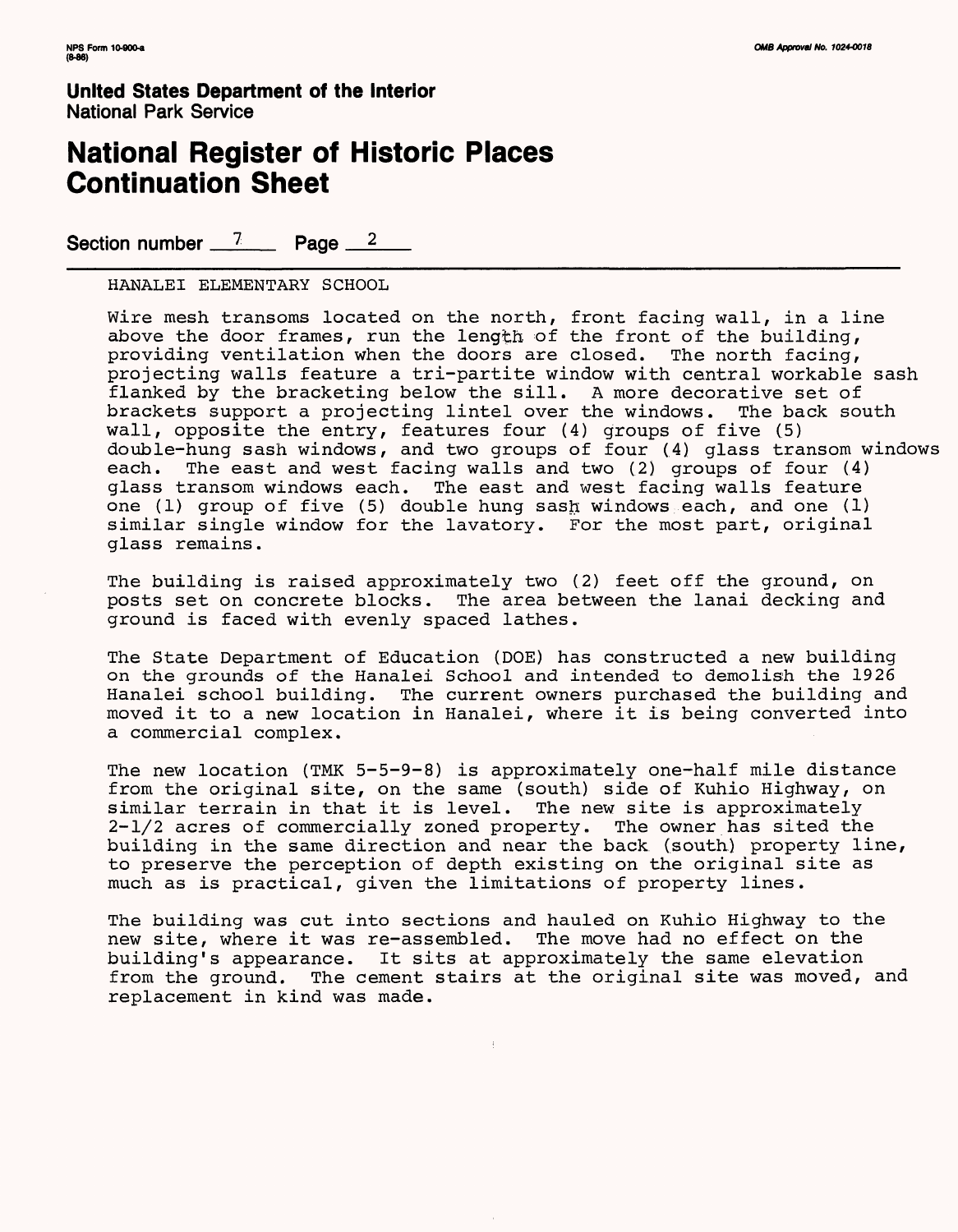**United States Department of the Interior**
National Park Service

# National Register of Historic Places Continuation Sheet

Section number 7 Page 2

HANALEI ELEMENTARY SCHOOL

Wire mesh transoms located on the north, front facing wall, in a line above the door frames, run the length of the front of the building, providing ventilation when the doors are closed. The north facing, projecting walls feature a tri-partite window with central workable sash flanked by the bracketing below the sill. A more decorative set of brackets support a projecting lintel over the windows. The back south wall, opposite the entry, features four (4) groups of five (5) double-hung sash windows, and two groups of four (4) glass transom windows each. The east and west facing walls and two (2) groups of four (4) glass transom windows each. The east and west facing walls feature one (1) group of five (5) double hung sash windows each, and one (1) similar single window for the lavatory. For the most part, original glass remains.

The building is raised approximately two (2) feet off the ground, on posts set on concrete blocks. The area between the lanai decking and ground is faced with evenly spaced lathes.

The State Department of Education (DOE) has constructed a new building on the grounds of the Hanalei School and intended to demolish the 1926 Hanalei school building. The current owners purchased the building and moved it to a new location in Hanalei, where it is being converted into a commercial complex.

The new location (TMK 5-5-9-8) is approximately one-half mile distance from the original site, on the same (south) side of Kuhio Highway, on similar terrain in that it is level. The new site is approximately 2-1/2 acres of commercially zoned property. The owner has sited the building in the same direction and near the back (south) property line, to preserve the perception of depth existing on the original site as much as is practical, given the limitations of property lines.

The building was cut into sections and hauled on Kuhio Highway to the new site, where it was re-assembled. The move had no effect on the building's appearance. It sits at approximately the same elevation from the ground. The cement stairs at the original site was moved, and replacement in kind was made.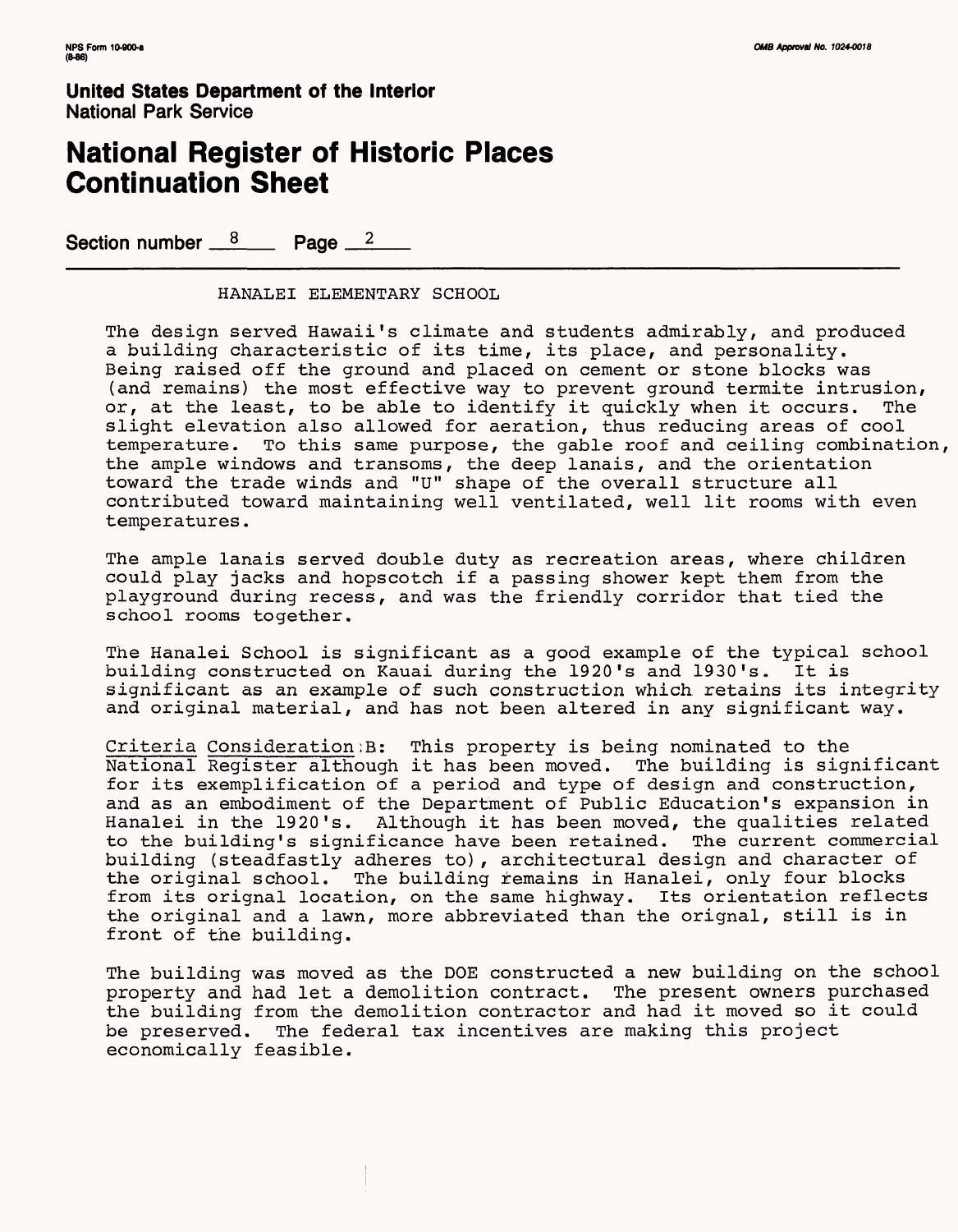NPS Form 10-900-a
(8-86)

OMB Approval No. 1024-0018

**United States Department of the Interior**
**National Park Service**

# National Register of Historic Places Continuation Sheet

**Section number** 8 **Page** 2

HANALEI ELEMENTARY SCHOOL

The design served Hawaii's climate and students admirably, and produced a building characteristic of its time, its place, and personality. Being raised off the ground and placed on cement or stone blocks was (and remains) the most effective way to prevent ground termite intrusion, or, at the least, to be able to identify it quickly when it occurs. The slight elevation also allowed for aeration, thus reducing areas of cool temperature. To this same purpose, the gable roof and ceiling combination, the ample windows and transoms, the deep lanais, and the orientation toward the trade winds and "U" shape of the overall structure all contributed toward maintaining well ventilated, well lit rooms with even temperatures.

The ample lanais served double duty as recreation areas, where children could play jacks and hopscotch if a passing shower kept them from the playground during recess, and was the friendly corridor that tied the school rooms together.

The Hanalei School is significant as a good example of the typical school building constructed on Kauai during the 1920's and 1930's. It is significant as an example of such construction which retains its integrity and original material, and has not been altered in any significant way.

Criteria Consideration B: This property is being nominated to the National Register although it has been moved. The building is significant for its exemplification of a period and type of design and construction, and as an embodiment of the Department of Public Education's expansion in Hanalei in the 1920's. Although it has been moved, the qualities related to the building's significance have been retained. The current commercial building (steadfastly adheres to), architectural design and character of the original school. The building remains in Hanalei, only four blocks from its orignal location, on the same highway. Its orientation reflects the original and a lawn, more abbreviated than the orignal, still is in front of the building.

The building was moved as the DOE constructed a new building on the school property and had let a demolition contract. The present owners purchased the building from the demolition contractor and had it moved so it could be preserved. The federal tax incentives are making this project economically feasible.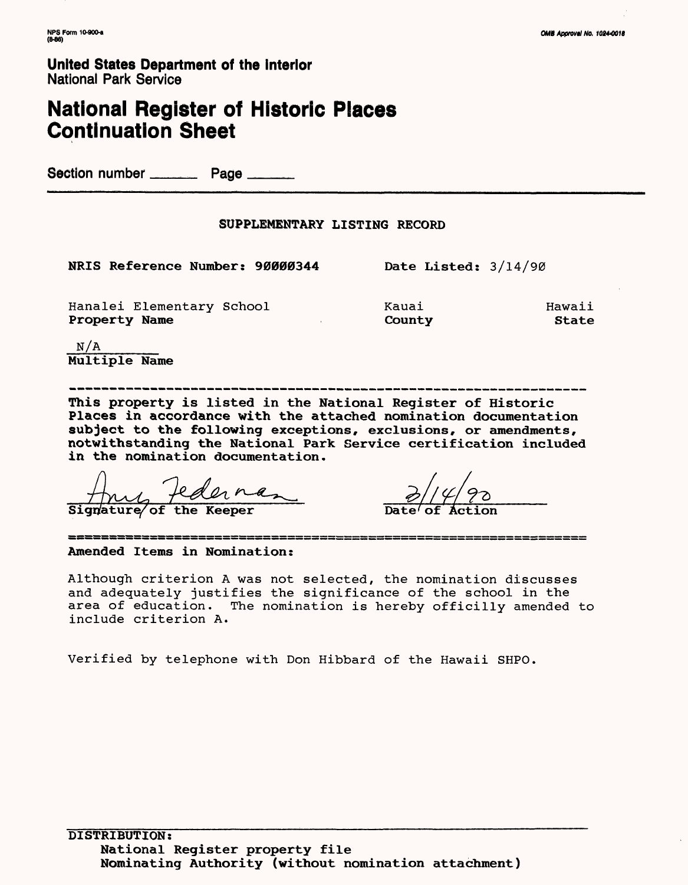NPS Form 10-900-a
(8-86)

OMB Approval No. 1024-0018

**United States Department of the Interior**
National Park Service

# National Register of Historic Places Continuation Sheet

Section number \_\_\_\_\_\_ Page \_\_\_\_\_\_

## SUPPLEMENTARY LISTING RECORD

**NRIS Reference Number: 90000344** **Date Listed:** 3/14/90

| | | |
|---|---|---|
| Hanalei Elementary School | Kauai | Hawaii |
| **Property Name** | **County** | **State** |

N/A
**Multiple Name**

---

**This property is listed in the National Register of Historic Places in accordance with the attached nomination documentation subject to the following exceptions, exclusions, or amendments, notwithstanding the National Park Service certification included in the nomination documentation.**

Signature of the Keeper: Andy Federman

Date of Action: 3/14/90

---

**Amended Items in Nomination:**

Although criterion A was not selected, the nomination discusses and adequately justifies the significance of the school in the area of education. The nomination is hereby officilly amended to include criterion A.

Verified by telephone with Don Hibbard of the Hawaii SHPO.

---

**DISTRIBUTION:**
**National Register property file**
**Nominating Authority (without nomination attachment)**